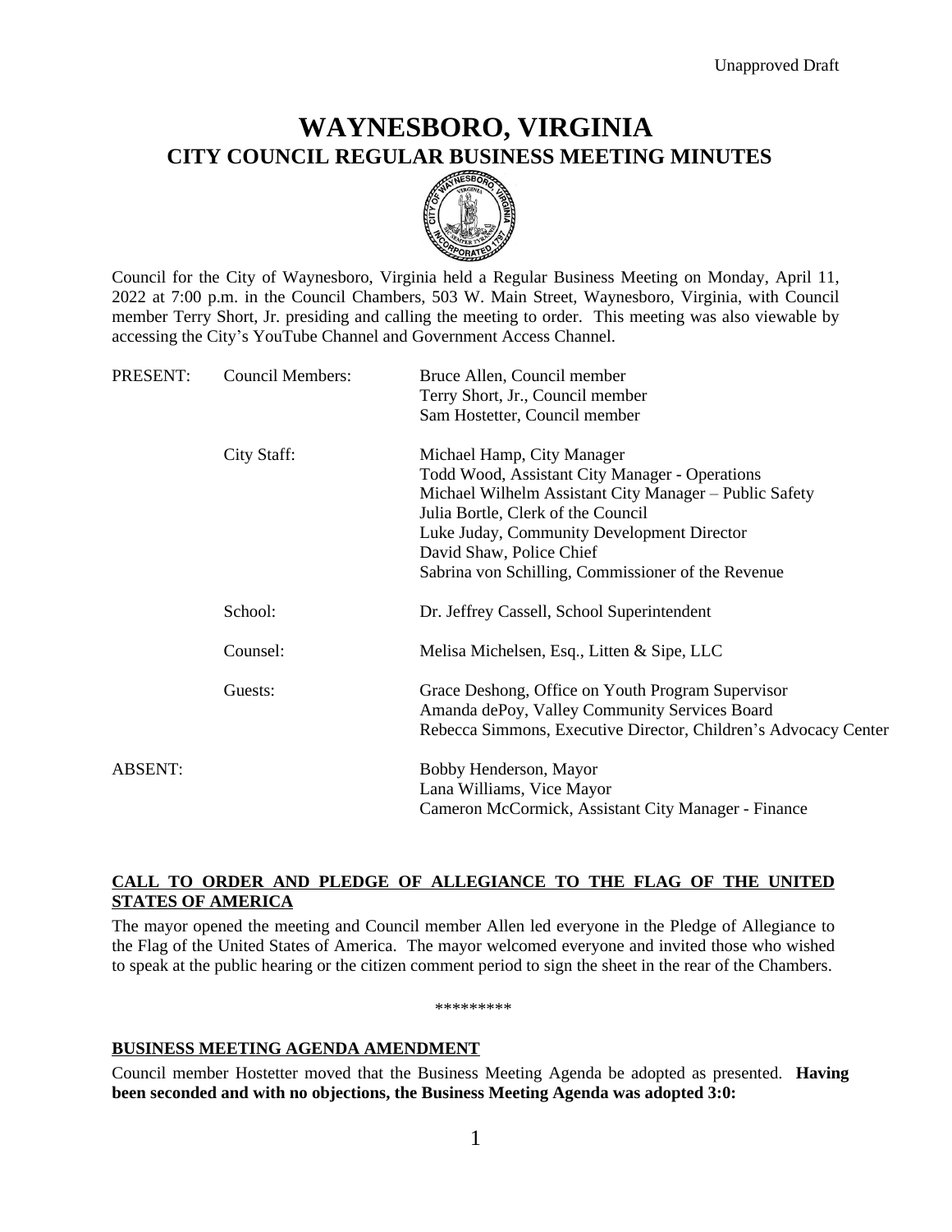Unapproved Draft

# WAYNESBORO, VIRGINIA
## CITY COUNCIL REGULAR BUSINESS MEETING MINUTES

Council for the City of Waynesboro, Virginia held a Regular Business Meeting on Monday, April 11, 2022 at 7:00 p.m. in the Council Chambers, 503 W. Main Street, Waynesboro, Virginia, with Council member Terry Short, Jr. presiding and calling the meeting to order. This meeting was also viewable by accessing the City's YouTube Channel and Government Access Channel.

| | | |
|---|---|---|
| PRESENT: | Council Members: | Bruce Allen, Council member<br>Terry Short, Jr., Council member<br>Sam Hostetter, Council member |
| | City Staff: | Michael Hamp, City Manager<br>Todd Wood, Assistant City Manager - Operations<br>Michael Wilhelm Assistant City Manager – Public Safety<br>Julia Bortle, Clerk of the Council<br>Luke Juday, Community Development Director<br>David Shaw, Police Chief<br>Sabrina von Schilling, Commissioner of the Revenue |
| | School: | Dr. Jeffrey Cassell, School Superintendent |
| | Counsel: | Melisa Michelsen, Esq., Litten & Sipe, LLC |
| | Guests: | Grace Deshong, Office on Youth Program Supervisor<br>Amanda dePoy, Valley Community Services Board<br>Rebecca Simmons, Executive Director, Children's Advocacy Center |
| ABSENT: | | Bobby Henderson, Mayor<br>Lana Williams, Vice Mayor<br>Cameron McCormick, Assistant City Manager - Finance |

**CALL TO ORDER AND PLEDGE OF ALLEGIANCE TO THE FLAG OF THE UNITED STATES OF AMERICA**

The mayor opened the meeting and Council member Allen led everyone in the Pledge of Allegiance to the Flag of the United States of America. The mayor welcomed everyone and invited those who wished to speak at the public hearing or the citizen comment period to sign the sheet in the rear of the Chambers.

*********

**BUSINESS MEETING AGENDA AMENDMENT**

Council member Hostetter moved that the Business Meeting Agenda be adopted as presented. **Having been seconded and with no objections, the Business Meeting Agenda was adopted 3:0:**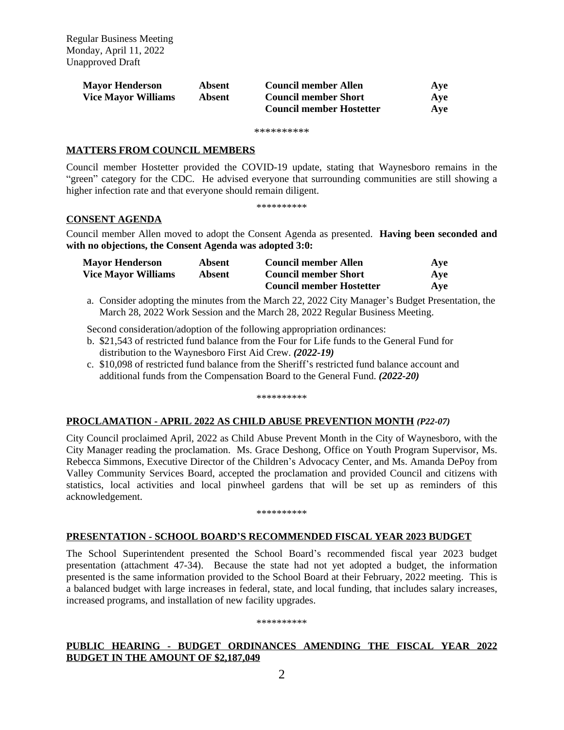Regular Business Meeting
Monday, April 11, 2022
Unapproved Draft

| **Mayor Henderson** | **Absent** | **Council member Allen** | **Aye** |
|---|---|---|---|
| **Vice Mayor Williams** | **Absent** | **Council member Short** | **Aye** |
| | | **Council member Hostetter** | **Aye** |

**********

## MATTERS FROM COUNCIL MEMBERS

Council member Hostetter provided the COVID-19 update, stating that Waynesboro remains in the "green" category for the CDC. He advised everyone that surrounding communities are still showing a higher infection rate and that everyone should remain diligent.

**********

## CONSENT AGENDA

Council member Allen moved to adopt the Consent Agenda as presented. **Having been seconded and with no objections, the Consent Agenda was adopted 3:0:**

| **Mayor Henderson** | **Absent** | **Council member Allen** | **Aye** |
|---|---|---|---|
| **Vice Mayor Williams** | **Absent** | **Council member Short** | **Aye** |
| | | **Council member Hostetter** | **Aye** |

a. Consider adopting the minutes from the March 22, 2022 City Manager's Budget Presentation, the March 28, 2022 Work Session and the March 28, 2022 Regular Business Meeting.

Second consideration/adoption of the following appropriation ordinances:

b. $21,543 of restricted fund balance from the Four for Life funds to the General Fund for distribution to the Waynesboro First Aid Crew. ***(2022-19)***

c. $10,098 of restricted fund balance from the Sheriff's restricted fund balance account and additional funds from the Compensation Board to the General Fund. ***(2022-20)***

**********

## PROCLAMATION - APRIL 2022 AS CHILD ABUSE PREVENTION MONTH *(P22-07)*

City Council proclaimed April, 2022 as Child Abuse Prevent Month in the City of Waynesboro, with the City Manager reading the proclamation. Ms. Grace Deshong, Office on Youth Program Supervisor, Ms. Rebecca Simmons, Executive Director of the Children's Advocacy Center, and Ms. Amanda DePoy from Valley Community Services Board, accepted the proclamation and provided Council and citizens with statistics, local activities and local pinwheel gardens that will be set up as reminders of this acknowledgement.

**********

## PRESENTATION - SCHOOL BOARD'S RECOMMENDED FISCAL YEAR 2023 BUDGET

The School Superintendent presented the School Board's recommended fiscal year 2023 budget presentation (attachment 47-34). Because the state had not yet adopted a budget, the information presented is the same information provided to the School Board at their February, 2022 meeting. This is a balanced budget with large increases in federal, state, and local funding, that includes salary increases, increased programs, and installation of new facility upgrades.

**********

## PUBLIC HEARING - BUDGET ORDINANCES AMENDING THE FISCAL YEAR 2022 BUDGET IN THE AMOUNT OF $2,187,049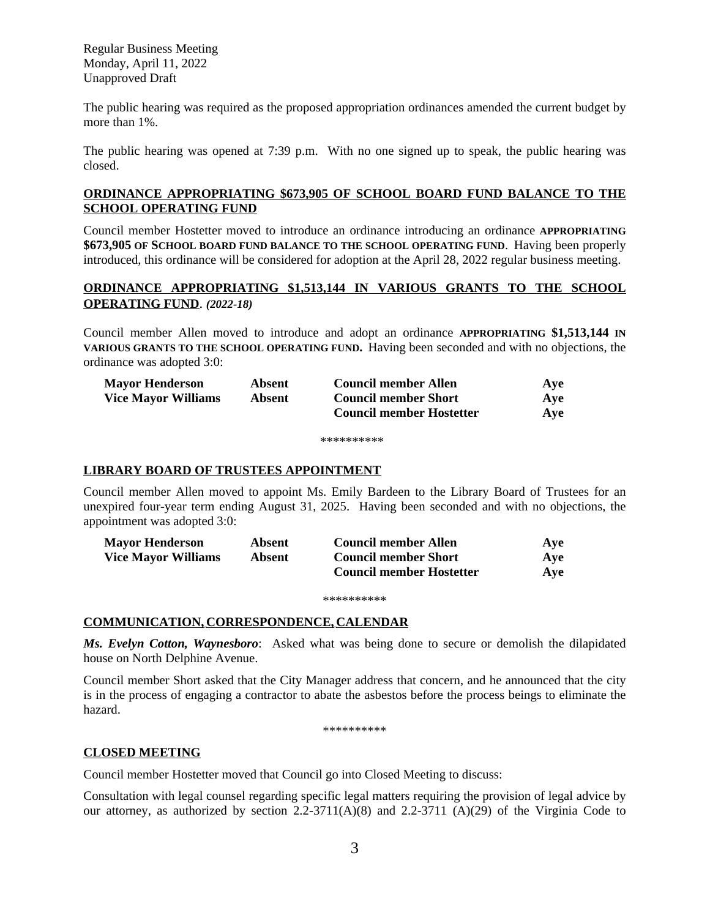Regular Business Meeting
Monday, April 11, 2022
Unapproved Draft

The public hearing was required as the proposed appropriation ordinances amended the current budget by more than 1%.

The public hearing was opened at 7:39 p.m. With no one signed up to speak, the public hearing was closed.

**ORDINANCE APPROPRIATING $673,905 OF SCHOOL BOARD FUND BALANCE TO THE SCHOOL OPERATING FUND**

Council member Hostetter moved to introduce an ordinance introducing an ordinance **APPROPRIATING $673,905 OF SCHOOL BOARD FUND BALANCE TO THE SCHOOL OPERATING FUND**. Having been properly introduced, this ordinance will be considered for adoption at the April 28, 2022 regular business meeting.

**ORDINANCE APPROPRIATING $1,513,144 IN VARIOUS GRANTS TO THE SCHOOL OPERATING FUND**. ***(2022-18)***

Council member Allen moved to introduce and adopt an ordinance **APPROPRIATING $1,513,144 IN VARIOUS GRANTS TO THE SCHOOL OPERATING FUND.** Having been seconded and with no objections, the ordinance was adopted 3:0:

| | | | |
|---|---|---|---|
| **Mayor Henderson** | **Absent** | **Council member Allen** | **Aye** |
| **Vice Mayor Williams** | **Absent** | **Council member Short** | **Aye** |
| | | **Council member Hostetter** | **Aye** |

**********

**LIBRARY BOARD OF TRUSTEES APPOINTMENT**

Council member Allen moved to appoint Ms. Emily Bardeen to the Library Board of Trustees for an unexpired four-year term ending August 31, 2025. Having been seconded and with no objections, the appointment was adopted 3:0:

| | | | |
|---|---|---|---|
| **Mayor Henderson** | **Absent** | **Council member Allen** | **Aye** |
| **Vice Mayor Williams** | **Absent** | **Council member Short** | **Aye** |
| | | **Council member Hostetter** | **Aye** |

**********

**COMMUNICATION, CORRESPONDENCE, CALENDAR**

***Ms. Evelyn Cotton, Waynesboro***: Asked what was being done to secure or demolish the dilapidated house on North Delphine Avenue.

Council member Short asked that the City Manager address that concern, and he announced that the city is in the process of engaging a contractor to abate the asbestos before the process beings to eliminate the hazard.

**********

**CLOSED MEETING**

Council member Hostetter moved that Council go into Closed Meeting to discuss:

Consultation with legal counsel regarding specific legal matters requiring the provision of legal advice by our attorney, as authorized by section 2.2-3711(A)(8) and 2.2-3711 (A)(29) of the Virginia Code to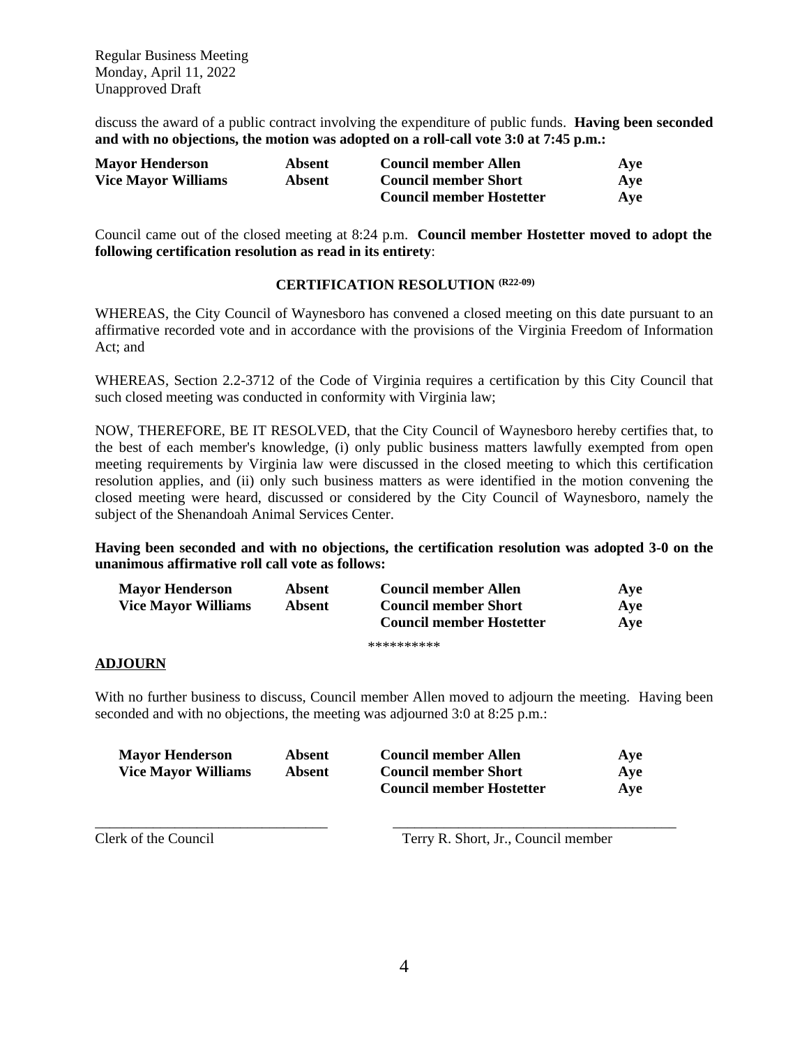discuss the award of a public contract involving the expenditure of public funds. **Having been seconded and with no objections, the motion was adopted on a roll-call vote 3:0 at 7:45 p.m.:**

| | | | |
|---|---|---|---|
| **Mayor Henderson** | **Absent** | **Council member Allen** | **Aye** |
| **Vice Mayor Williams** | **Absent** | **Council member Short** | **Aye** |
| | | **Council member Hostetter** | **Aye** |

Council came out of the closed meeting at 8:24 p.m. **Council member Hostetter moved to adopt the following certification resolution as read in its entirety**:

### CERTIFICATION RESOLUTION (R22-09)

WHEREAS, the City Council of Waynesboro has convened a closed meeting on this date pursuant to an affirmative recorded vote and in accordance with the provisions of the Virginia Freedom of Information Act; and

WHEREAS, Section 2.2-3712 of the Code of Virginia requires a certification by this City Council that such closed meeting was conducted in conformity with Virginia law;

NOW, THEREFORE, BE IT RESOLVED, that the City Council of Waynesboro hereby certifies that, to the best of each member's knowledge, (i) only public business matters lawfully exempted from open meeting requirements by Virginia law were discussed in the closed meeting to which this certification resolution applies, and (ii) only such business matters as were identified in the motion convening the closed meeting were heard, discussed or considered by the City Council of Waynesboro, namely the subject of the Shenandoah Animal Services Center.

**Having been seconded and with no objections, the certification resolution was adopted 3-0 on the unanimous affirmative roll call vote as follows:**

| | | | |
|---|---|---|---|
| **Mayor Henderson** | **Absent** | **Council member Allen** | **Aye** |
| **Vice Mayor Williams** | **Absent** | **Council member Short** | **Aye** |
| | | **Council member Hostetter** | **Aye** |

**********

## ADJOURN

With no further business to discuss, Council member Allen moved to adjourn the meeting. Having been seconded and with no objections, the meeting was adjourned 3:0 at 8:25 p.m.:

| | | | |
|---|---|---|---|
| **Mayor Henderson** | **Absent** | **Council member Allen** | **Aye** |
| **Vice Mayor Williams** | **Absent** | **Council member Short** | **Aye** |
| | | **Council member Hostetter** | **Aye** |

________________________________ ________________________________________

Clerk of the Council Terry R. Short, Jr., Council member